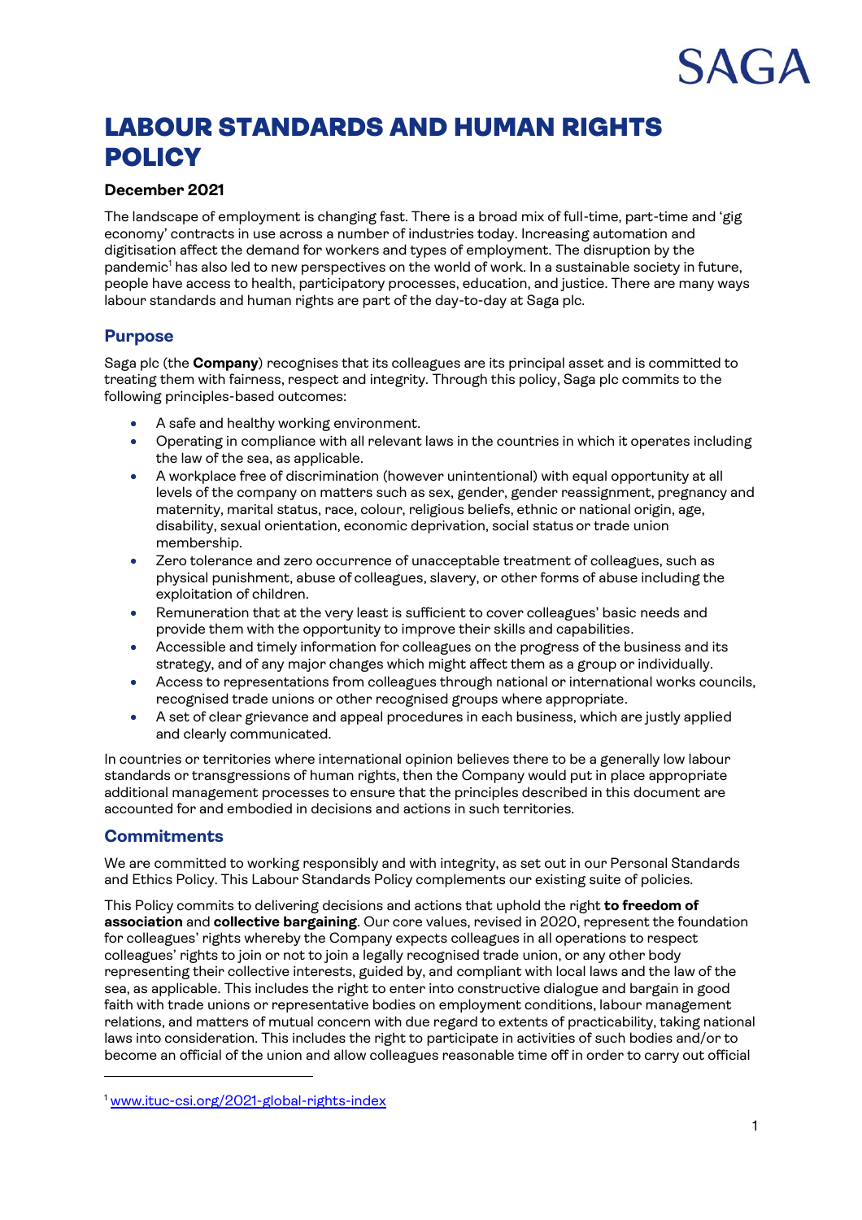# LABOUR STANDARDS AND HUMAN RIGHTS POLICY

**December 2021**

The landscape of employment is changing fast. There is a broad mix of full-time, part-time and 'gig economy' contracts in use across a number of industries today. Increasing automation and digitisation affect the demand for workers and types of employment. The disruption by the pandemic[1] has also led to new perspectives on the world of work. In a sustainable society in future, people have access to health, participatory processes, education, and justice. There are many ways labour standards and human rights are part of the day-to-day at Saga plc.

## Purpose

Saga plc (the **Company**) recognises that its colleagues are its principal asset and is committed to treating them with fairness, respect and integrity. Through this policy, Saga plc commits to the following principles-based outcomes:

- A safe and healthy working environment.
- Operating in compliance with all relevant laws in the countries in which it operates including the law of the sea, as applicable.
- A workplace free of discrimination (however unintentional) with equal opportunity at all levels of the company on matters such as sex, gender, gender reassignment, pregnancy and maternity, marital status, race, colour, religious beliefs, ethnic or national origin, age, disability, sexual orientation, economic deprivation, social status or trade union membership.
- Zero tolerance and zero occurrence of unacceptable treatment of colleagues, such as physical punishment, abuse of colleagues, slavery, or other forms of abuse including the exploitation of children.
- Remuneration that at the very least is sufficient to cover colleagues' basic needs and provide them with the opportunity to improve their skills and capabilities.
- Accessible and timely information for colleagues on the progress of the business and its strategy, and of any major changes which might affect them as a group or individually.
- Access to representations from colleagues through national or international works councils, recognised trade unions or other recognised groups where appropriate.
- A set of clear grievance and appeal procedures in each business, which are justly applied and clearly communicated.

In countries or territories where international opinion believes there to be a generally low labour standards or transgressions of human rights, then the Company would put in place appropriate additional management processes to ensure that the principles described in this document are accounted for and embodied in decisions and actions in such territories.

## Commitments

We are committed to working responsibly and with integrity, as set out in our Personal Standards and Ethics Policy. This Labour Standards Policy complements our existing suite of policies.

This Policy commits to delivering decisions and actions that uphold the right **to freedom of association** and **collective bargaining**. Our core values, revised in 2020, represent the foundation for colleagues' rights whereby the Company expects colleagues in all operations to respect colleagues' rights to join or not to join a legally recognised trade union, or any other body representing their collective interests, guided by, and compliant with local laws and the law of the sea, as applicable. This includes the right to enter into constructive dialogue and bargain in good faith with trade unions or representative bodies on employment conditions, labour management relations, and matters of mutual concern with due regard to extents of practicability, taking national laws into consideration. This includes the right to participate in activities of such bodies and/or to become an official of the union and allow colleagues reasonable time off in order to carry out official

[1] www.ituc-csi.org/2021-global-rights-index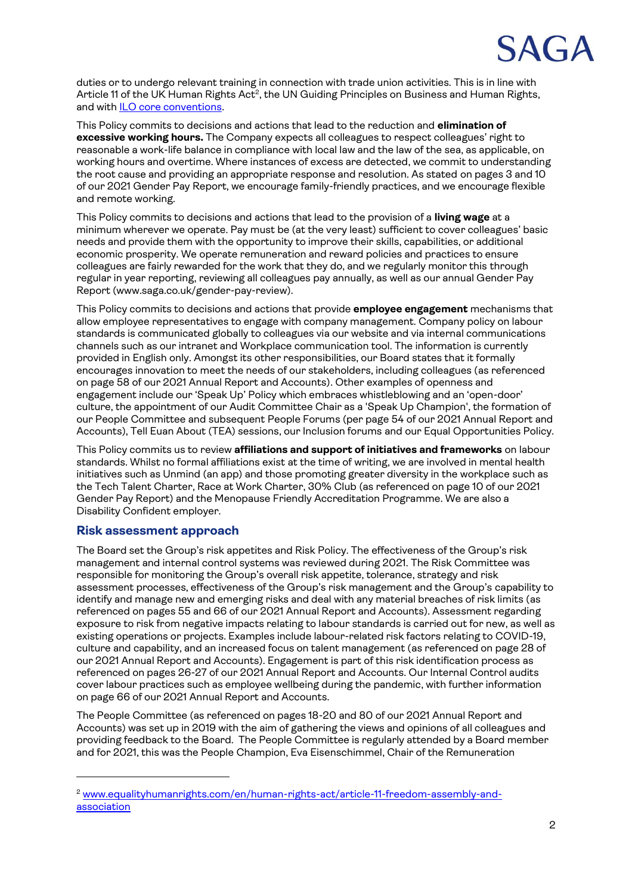duties or to undergo relevant training in connection with trade union activities. This is in line with Article 11 of the UK Human Rights Act[2], the UN Guiding Principles on Business and Human Rights, and with ILO core conventions.

This Policy commits to decisions and actions that lead to the reduction and **elimination of excessive working hours.** The Company expects all colleagues to respect colleagues' right to reasonable a work-life balance in compliance with local law and the law of the sea, as applicable, on working hours and overtime. Where instances of excess are detected, we commit to understanding the root cause and providing an appropriate response and resolution. As stated on pages 3 and 10 of our 2021 Gender Pay Report, we encourage family-friendly practices, and we encourage flexible and remote working.

This Policy commits to decisions and actions that lead to the provision of a **living wage** at a minimum wherever we operate. Pay must be (at the very least) sufficient to cover colleagues' basic needs and provide them with the opportunity to improve their skills, capabilities, or additional economic prosperity. We operate remuneration and reward policies and practices to ensure colleagues are fairly rewarded for the work that they do, and we regularly monitor this through regular in year reporting, reviewing all colleagues pay annually, as well as our annual Gender Pay Report (www.saga.co.uk/gender-pay-review).

This Policy commits to decisions and actions that provide **employee engagement** mechanisms that allow employee representatives to engage with company management. Company policy on labour standards is communicated globally to colleagues via our website and via internal communications channels such as our intranet and Workplace communication tool. The information is currently provided in English only. Amongst its other responsibilities, our Board states that it formally encourages innovation to meet the needs of our stakeholders, including colleagues (as referenced on page 58 of our 2021 Annual Report and Accounts). Other examples of openness and engagement include our 'Speak Up' Policy which embraces whistleblowing and an 'open-door' culture, the appointment of our Audit Committee Chair as a 'Speak Up Champion', the formation of our People Committee and subsequent People Forums (per page 54 of our 2021 Annual Report and Accounts), Tell Euan About (TEA) sessions, our Inclusion forums and our Equal Opportunities Policy.

This Policy commits us to review **affiliations and support of initiatives and frameworks** on labour standards. Whilst no formal affiliations exist at the time of writing, we are involved in mental health initiatives such as Unmind (an app) and those promoting greater diversity in the workplace such as the Tech Talent Charter, Race at Work Charter, 30% Club (as referenced on page 10 of our 2021 Gender Pay Report) and the Menopause Friendly Accreditation Programme. We are also a Disability Confident employer.

## Risk assessment approach

The Board set the Group's risk appetites and Risk Policy. The effectiveness of the Group's risk management and internal control systems was reviewed during 2021. The Risk Committee was responsible for monitoring the Group's overall risk appetite, tolerance, strategy and risk assessment processes, effectiveness of the Group's risk management and the Group's capability to identify and manage new and emerging risks and deal with any material breaches of risk limits (as referenced on pages 55 and 66 of our 2021 Annual Report and Accounts). Assessment regarding exposure to risk from negative impacts relating to labour standards is carried out for new, as well as existing operations or projects. Examples include labour-related risk factors relating to COVID-19, culture and capability, and an increased focus on talent management (as referenced on page 28 of our 2021 Annual Report and Accounts). Engagement is part of this risk identification process as referenced on pages 26-27 of our 2021 Annual Report and Accounts. Our Internal Control audits cover labour practices such as employee wellbeing during the pandemic, with further information on page 66 of our 2021 Annual Report and Accounts.

The People Committee (as referenced on pages 18-20 and 80 of our 2021 Annual Report and Accounts) was set up in 2019 with the aim of gathering the views and opinions of all colleagues and providing feedback to the Board. The People Committee is regularly attended by a Board member and for 2021, this was the People Champion, Eva Eisenschimmel, Chair of the Remuneration

---

[2] www.equalityhumanrights.com/en/human-rights-act/article-11-freedom-assembly-and-association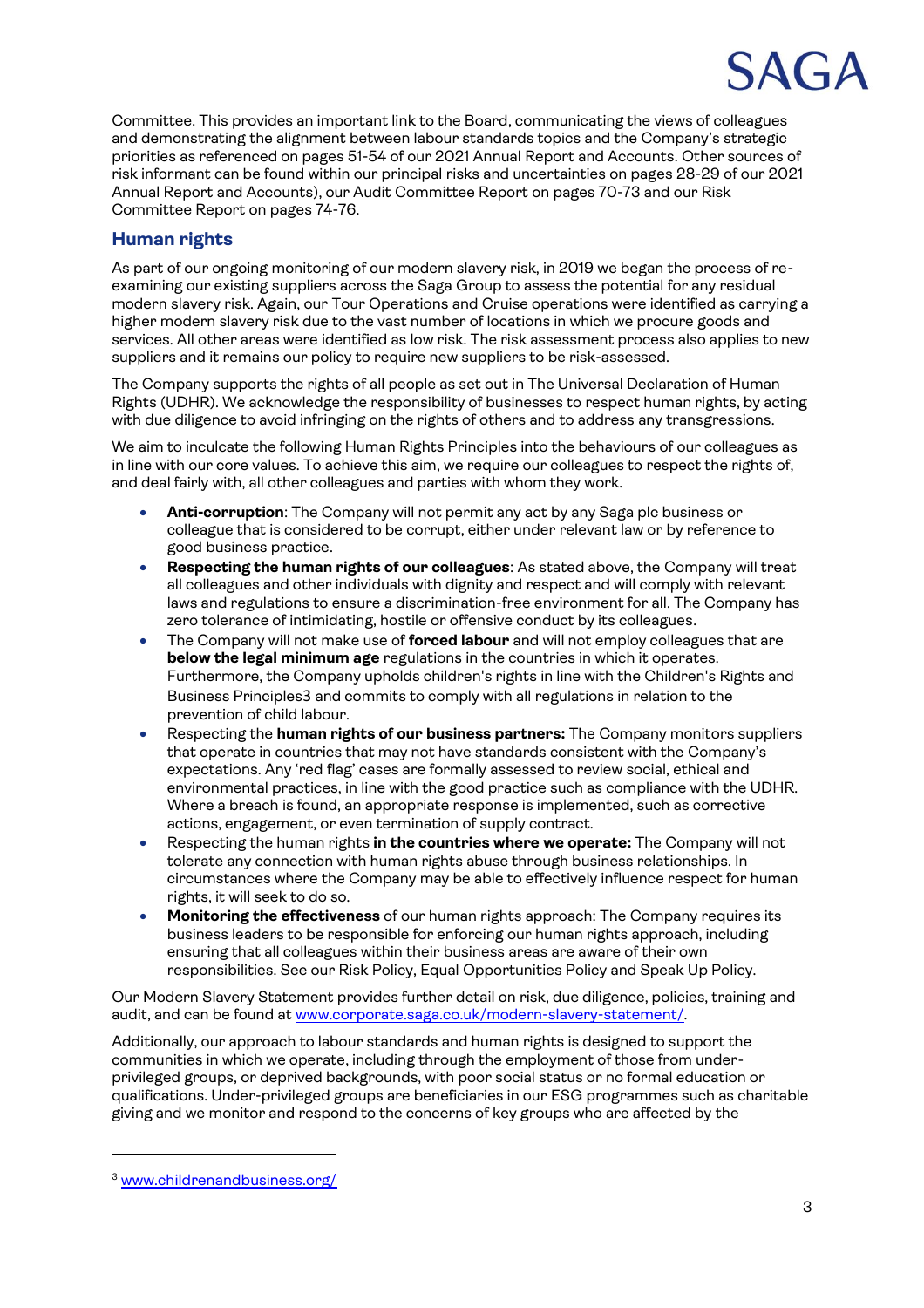Committee. This provides an important link to the Board, communicating the views of colleagues and demonstrating the alignment between labour standards topics and the Company's strategic priorities as referenced on pages 51-54 of our 2021 Annual Report and Accounts. Other sources of risk informant can be found within our principal risks and uncertainties on pages 28-29 of our 2021 Annual Report and Accounts), our Audit Committee Report on pages 70-73 and our Risk Committee Report on pages 74-76.

## Human rights

As part of our ongoing monitoring of our modern slavery risk, in 2019 we began the process of re-examining our existing suppliers across the Saga Group to assess the potential for any residual modern slavery risk. Again, our Tour Operations and Cruise operations were identified as carrying a higher modern slavery risk due to the vast number of locations in which we procure goods and services. All other areas were identified as low risk. The risk assessment process also applies to new suppliers and it remains our policy to require new suppliers to be risk-assessed.

The Company supports the rights of all people as set out in The Universal Declaration of Human Rights (UDHR). We acknowledge the responsibility of businesses to respect human rights, by acting with due diligence to avoid infringing on the rights of others and to address any transgressions.

We aim to inculcate the following Human Rights Principles into the behaviours of our colleagues as in line with our core values. To achieve this aim, we require our colleagues to respect the rights of, and deal fairly with, all other colleagues and parties with whom they work.

- **Anti-corruption**: The Company will not permit any act by any Saga plc business or colleague that is considered to be corrupt, either under relevant law or by reference to good business practice.
- **Respecting the human rights of our colleagues**: As stated above, the Company will treat all colleagues and other individuals with dignity and respect and will comply with relevant laws and regulations to ensure a discrimination-free environment for all. The Company has zero tolerance of intimidating, hostile or offensive conduct by its colleagues.
- The Company will not make use of **forced labour** and will not employ colleagues that are **below the legal minimum age** regulations in the countries in which it operates. Furthermore, the Company upholds children's rights in line with the Children's Rights and Business Principles[3] and commits to comply with all regulations in relation to the prevention of child labour.
- Respecting the **human rights of our business partners:** The Company monitors suppliers that operate in countries that may not have standards consistent with the Company's expectations. Any 'red flag' cases are formally assessed to review social, ethical and environmental practices, in line with the good practice such as compliance with the UDHR. Where a breach is found, an appropriate response is implemented, such as corrective actions, engagement, or even termination of supply contract.
- Respecting the human rights **in the countries where we operate:** The Company will not tolerate any connection with human rights abuse through business relationships. In circumstances where the Company may be able to effectively influence respect for human rights, it will seek to do so.
- **Monitoring the effectiveness** of our human rights approach: The Company requires its business leaders to be responsible for enforcing our human rights approach, including ensuring that all colleagues within their business areas are aware of their own responsibilities. See our Risk Policy, Equal Opportunities Policy and Speak Up Policy.

Our Modern Slavery Statement provides further detail on risk, due diligence, policies, training and audit, and can be found at www.corporate.saga.co.uk/modern-slavery-statement/.

Additionally, our approach to labour standards and human rights is designed to support the communities in which we operate, including through the employment of those from under-privileged groups, or deprived backgrounds, with poor social status or no formal education or qualifications. Under-privileged groups are beneficiaries in our ESG programmes such as charitable giving and we monitor and respond to the concerns of key groups who are affected by the

---

[3] www.childrenandbusiness.org/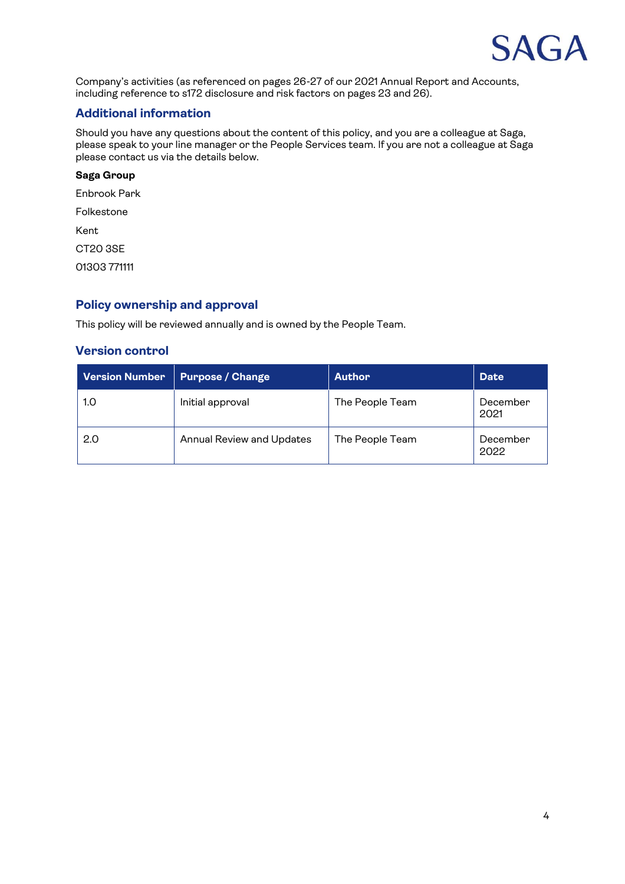Company's activities (as referenced on pages 26-27 of our 2021 Annual Report and Accounts, including reference to s172 disclosure and risk factors on pages 23 and 26).

## Additional information

Should you have any questions about the content of this policy, and you are a colleague at Saga, please speak to your line manager or the People Services team. If you are not a colleague at Saga please contact us via the details below.

**Saga Group**

Enbrook Park

Folkestone

Kent

CT20 3SE

01303 771111

## Policy ownership and approval

This policy will be reviewed annually and is owned by the People Team.

## Version control

| Version Number | Purpose / Change | Author | Date |
| --- | --- | --- | --- |
| 1.0 | Initial approval | The People Team | December 2021 |
| 2.0 | Annual Review and Updates | The People Team | December 2022 |